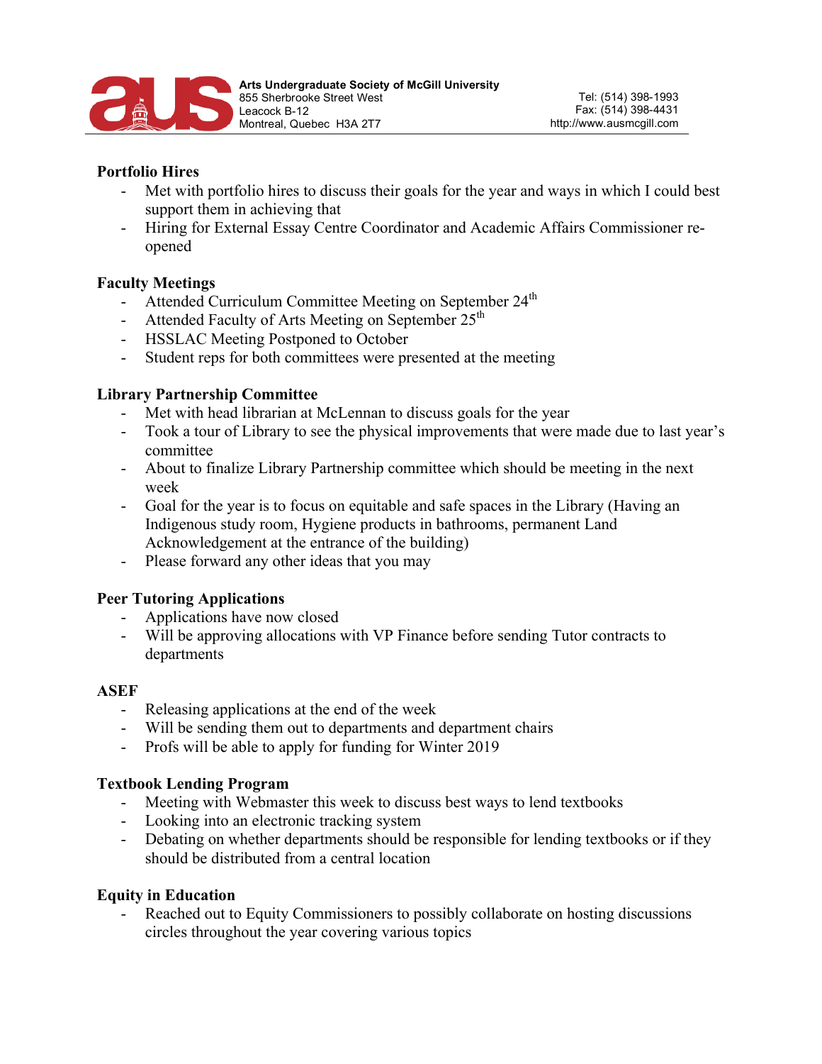**Arts Undergraduate Society of McGill University**
855 Sherbrooke Street West
Leacock B-12
Montreal, Quebec H3A 2T7

Tel: (514) 398-1993
Fax: (514) 398-4431
http://www.ausmcgill.com

### Portfolio Hires

- Met with portfolio hires to discuss their goals for the year and ways in which I could best support them in achieving that
- Hiring for External Essay Centre Coordinator and Academic Affairs Commissioner re-opened

### Faculty Meetings

- Attended Curriculum Committee Meeting on September 24th
- Attended Faculty of Arts Meeting on September 25th
- HSSLAC Meeting Postponed to October
- Student reps for both committees were presented at the meeting

### Library Partnership Committee

- Met with head librarian at McLennan to discuss goals for the year
- Took a tour of Library to see the physical improvements that were made due to last year's committee
- About to finalize Library Partnership committee which should be meeting in the next week
- Goal for the year is to focus on equitable and safe spaces in the Library (Having an Indigenous study room, Hygiene products in bathrooms, permanent Land Acknowledgement at the entrance of the building)
- Please forward any other ideas that you may

### Peer Tutoring Applications

- Applications have now closed
- Will be approving allocations with VP Finance before sending Tutor contracts to departments

### ASEF

- Releasing applications at the end of the week
- Will be sending them out to departments and department chairs
- Profs will be able to apply for funding for Winter 2019

### Textbook Lending Program

- Meeting with Webmaster this week to discuss best ways to lend textbooks
- Looking into an electronic tracking system
- Debating on whether departments should be responsible for lending textbooks or if they should be distributed from a central location

### Equity in Education

- Reached out to Equity Commissioners to possibly collaborate on hosting discussions circles throughout the year covering various topics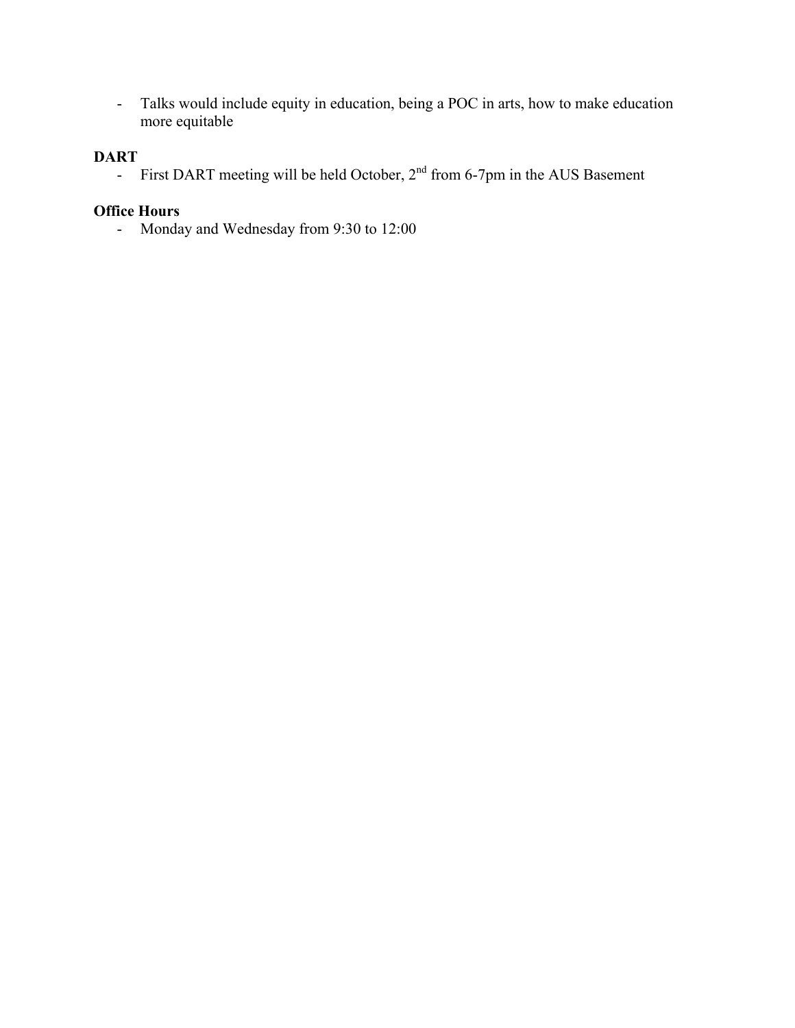- Talks would include equity in education, being a POC in arts, how to make education more equitable

**DART**

- First DART meeting will be held October, 2nd from 6-7pm in the AUS Basement

**Office Hours**

- Monday and Wednesday from 9:30 to 12:00